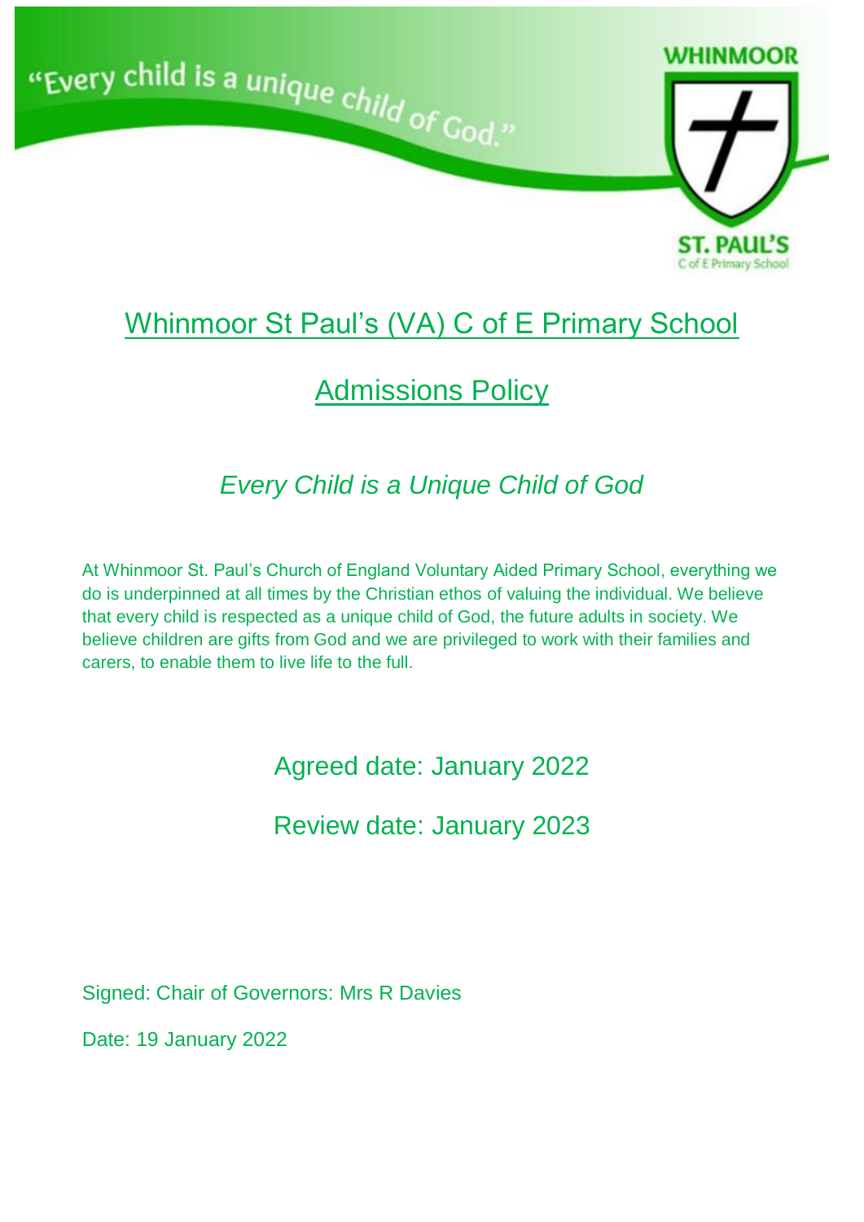"Every child is a unique child of God."

WHINMOOR

ST. PAUL'S
C of E Primary School

# Whinmoor St Paul's (VA) C of E Primary School

## Admissions Policy

*Every Child is a Unique Child of God*

At Whinmoor St. Paul's Church of England Voluntary Aided Primary School, everything we do is underpinned at all times by the Christian ethos of valuing the individual. We believe that every child is respected as a unique child of God, the future adults in society. We believe children are gifts from God and we are privileged to work with their families and carers, to enable them to live life to the full.

Agreed date: January 2022

Review date: January 2023

Signed: Chair of Governors: Mrs R Davies

Date: 19 January 2022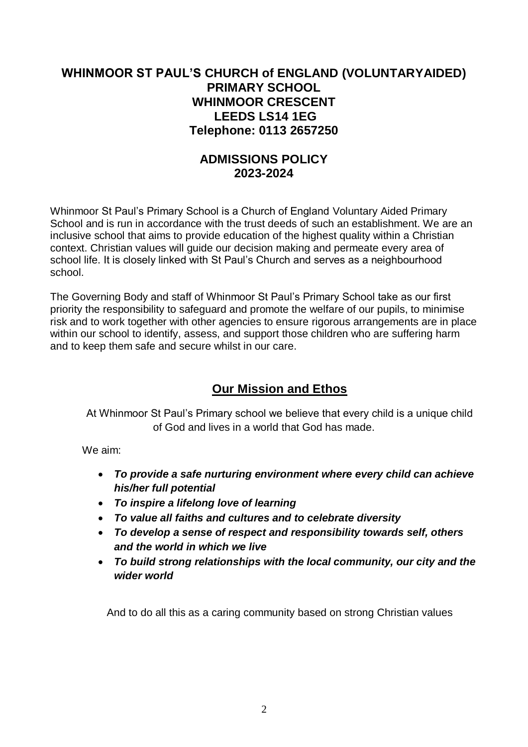# WHINMOOR ST PAUL'S CHURCH of ENGLAND (VOLUNTARYAIDED) PRIMARY SCHOOL
## WHINMOOR CRESCENT
## LEEDS LS14 1EG
## Telephone: 0113 2657250

## ADMISSIONS POLICY 2023-2024

Whinmoor St Paul's Primary School is a Church of England Voluntary Aided Primary School and is run in accordance with the trust deeds of such an establishment. We are an inclusive school that aims to provide education of the highest quality within a Christian context. Christian values will guide our decision making and permeate every area of school life. It is closely linked with St Paul's Church and serves as a neighbourhood school.

The Governing Body and staff of Whinmoor St Paul's Primary School take as our first priority the responsibility to safeguard and promote the welfare of our pupils, to minimise risk and to work together with other agencies to ensure rigorous arrangements are in place within our school to identify, assess, and support those children who are suffering harm and to keep them safe and secure whilst in our care.

## Our Mission and Ethos

At Whinmoor St Paul's Primary school we believe that every child is a unique child of God and lives in a world that God has made.

We aim:

- ***To provide a safe nurturing environment where every child can achieve his/her full potential***
- ***To inspire a lifelong love of learning***
- ***To value all faiths and cultures and to celebrate diversity***
- ***To develop a sense of respect and responsibility towards self, others and the world in which we live***
- ***To build strong relationships with the local community, our city and the wider world***

And to do all this as a caring community based on strong Christian values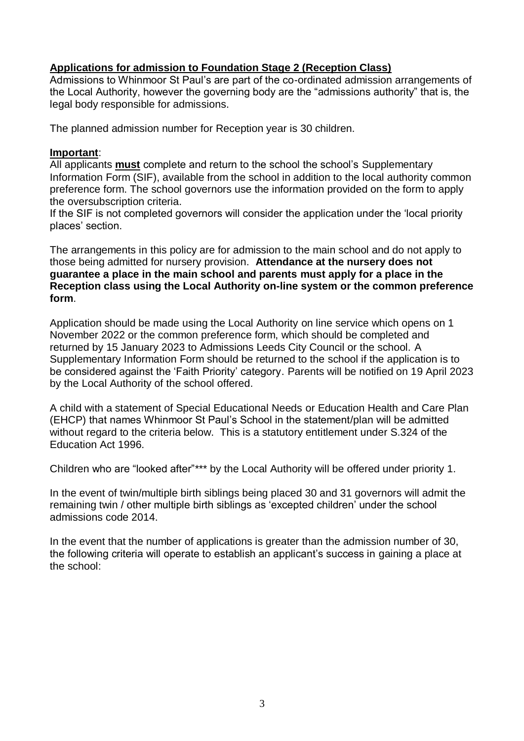**Applications for admission to Foundation Stage 2 (Reception Class)**

Admissions to Whinmoor St Paul's are part of the co-ordinated admission arrangements of the Local Authority, however the governing body are the "admissions authority" that is, the legal body responsible for admissions.

The planned admission number for Reception year is 30 children.

**Important**:

All applicants **must** complete and return to the school the school's Supplementary Information Form (SIF), available from the school in addition to the local authority common preference form. The school governors use the information provided on the form to apply the oversubscription criteria.

If the SIF is not completed governors will consider the application under the 'local priority places' section.

The arrangements in this policy are for admission to the main school and do not apply to those being admitted for nursery provision. **Attendance at the nursery does not guarantee a place in the main school and parents must apply for a place in the Reception class using the Local Authority on-line system or the common preference form**.

Application should be made using the Local Authority on line service which opens on 1 November 2022 or the common preference form, which should be completed and returned by 15 January 2023 to Admissions Leeds City Council or the school. A Supplementary Information Form should be returned to the school if the application is to be considered against the 'Faith Priority' category. Parents will be notified on 19 April 2023 by the Local Authority of the school offered.

A child with a statement of Special Educational Needs or Education Health and Care Plan (EHCP) that names Whinmoor St Paul's School in the statement/plan will be admitted without regard to the criteria below. This is a statutory entitlement under S.324 of the Education Act 1996.

Children who are "looked after"*** by the Local Authority will be offered under priority 1.

In the event of twin/multiple birth siblings being placed 30 and 31 governors will admit the remaining twin / other multiple birth siblings as 'excepted children' under the school admissions code 2014.

In the event that the number of applications is greater than the admission number of 30, the following criteria will operate to establish an applicant's success in gaining a place at the school: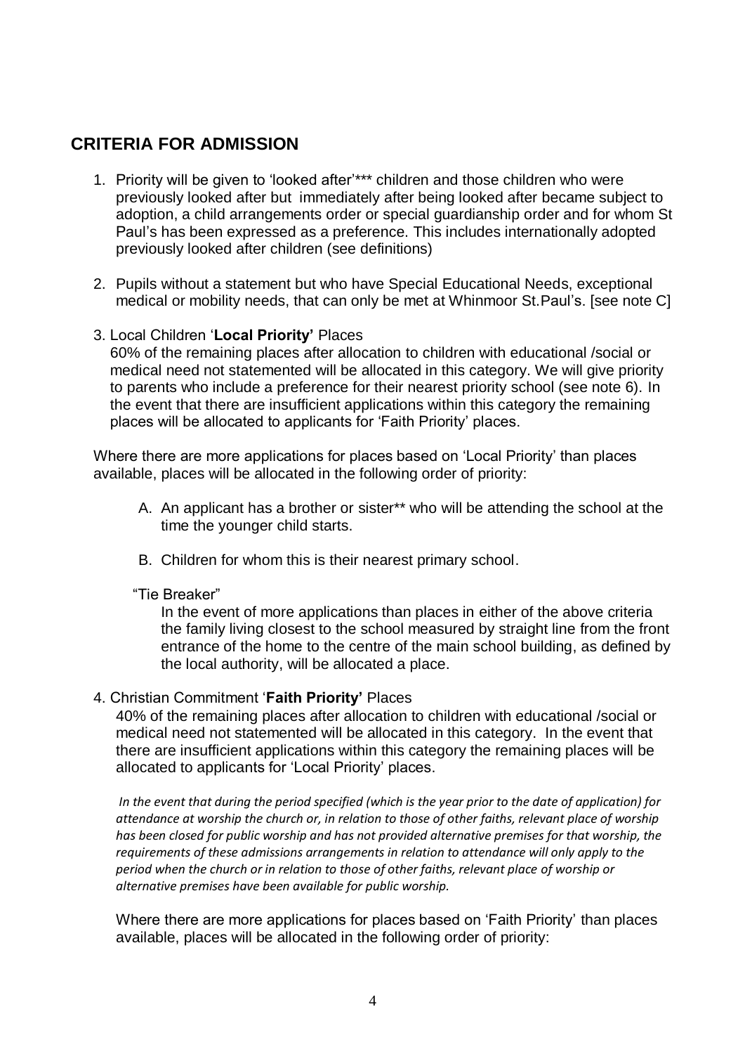## CRITERIA FOR ADMISSION

1. Priority will be given to 'looked after'*** children and those children who were previously looked after but immediately after being looked after became subject to adoption, a child arrangements order or special guardianship order and for whom St Paul's has been expressed as a preference. This includes internationally adopted previously looked after children (see definitions)

2. Pupils without a statement but who have Special Educational Needs, exceptional medical or mobility needs, that can only be met at Whinmoor St.Paul's. [see note C]

3. Local Children '**Local Priority**' Places
   60% of the remaining places after allocation to children with educational /social or medical need not statemented will be allocated in this category. We will give priority to parents who include a preference for their nearest priority school (see note 6). In the event that there are insufficient applications within this category the remaining places will be allocated to applicants for 'Faith Priority' places.

Where there are more applications for places based on 'Local Priority' than places available, places will be allocated in the following order of priority:

A. An applicant has a brother or sister** who will be attending the school at the time the younger child starts.

B. Children for whom this is their nearest primary school.

"Tie Breaker"

In the event of more applications than places in either of the above criteria the family living closest to the school measured by straight line from the front entrance of the home to the centre of the main school building, as defined by the local authority, will be allocated a place.

4. Christian Commitment '**Faith Priority**' Places
   40% of the remaining places after allocation to children with educational /social or medical need not statemented will be allocated in this category. In the event that there are insufficient applications within this category the remaining places will be allocated to applicants for 'Local Priority' places.

   *In the event that during the period specified (which is the year prior to the date of application) for attendance at worship the church or, in relation to those of other faiths, relevant place of worship has been closed for public worship and has not provided alternative premises for that worship, the requirements of these admissions arrangements in relation to attendance will only apply to the period when the church or in relation to those of other faiths, relevant place of worship or alternative premises have been available for public worship.*

   Where there are more applications for places based on 'Faith Priority' than places available, places will be allocated in the following order of priority: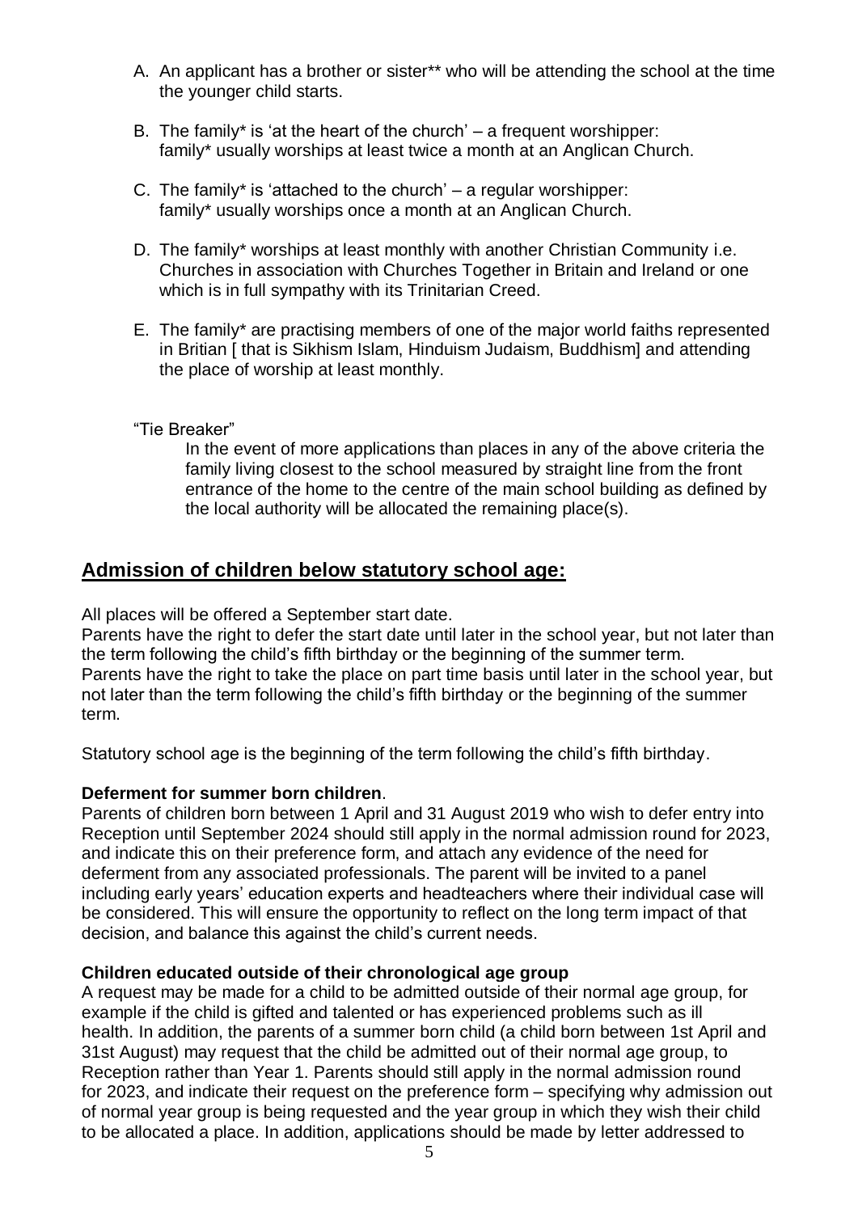A. An applicant has a brother or sister** who will be attending the school at the time the younger child starts.

B. The family* is 'at the heart of the church' – a frequent worshipper: family* usually worships at least twice a month at an Anglican Church.

C. The family* is 'attached to the church' – a regular worshipper: family* usually worships once a month at an Anglican Church.

D. The family* worships at least monthly with another Christian Community i.e. Churches in association with Churches Together in Britain and Ireland or one which is in full sympathy with its Trinitarian Creed.

E. The family* are practising members of one of the major world faiths represented in Britian [ that is Sikhism Islam, Hinduism Judaism, Buddhism] and attending the place of worship at least monthly.

"Tie Breaker"

In the event of more applications than places in any of the above criteria the family living closest to the school measured by straight line from the front entrance of the home to the centre of the main school building as defined by the local authority will be allocated the remaining place(s).

## Admission of children below statutory school age:

All places will be offered a September start date.
Parents have the right to defer the start date until later in the school year, but not later than the term following the child's fifth birthday or the beginning of the summer term.
Parents have the right to take the place on part time basis until later in the school year, but not later than the term following the child's fifth birthday or the beginning of the summer term.

Statutory school age is the beginning of the term following the child's fifth birthday.

**Deferment for summer born children**.
Parents of children born between 1 April and 31 August 2019 who wish to defer entry into Reception until September 2024 should still apply in the normal admission round for 2023, and indicate this on their preference form, and attach any evidence of the need for deferment from any associated professionals. The parent will be invited to a panel including early years' education experts and headteachers where their individual case will be considered. This will ensure the opportunity to reflect on the long term impact of that decision, and balance this against the child's current needs.

**Children educated outside of their chronological age group**
A request may be made for a child to be admitted outside of their normal age group, for example if the child is gifted and talented or has experienced problems such as ill health. In addition, the parents of a summer born child (a child born between 1st April and 31st August) may request that the child be admitted out of their normal age group, to Reception rather than Year 1. Parents should still apply in the normal admission round for 2023, and indicate their request on the preference form – specifying why admission out of normal year group is being requested and the year group in which they wish their child to be allocated a place. In addition, applications should be made by letter addressed to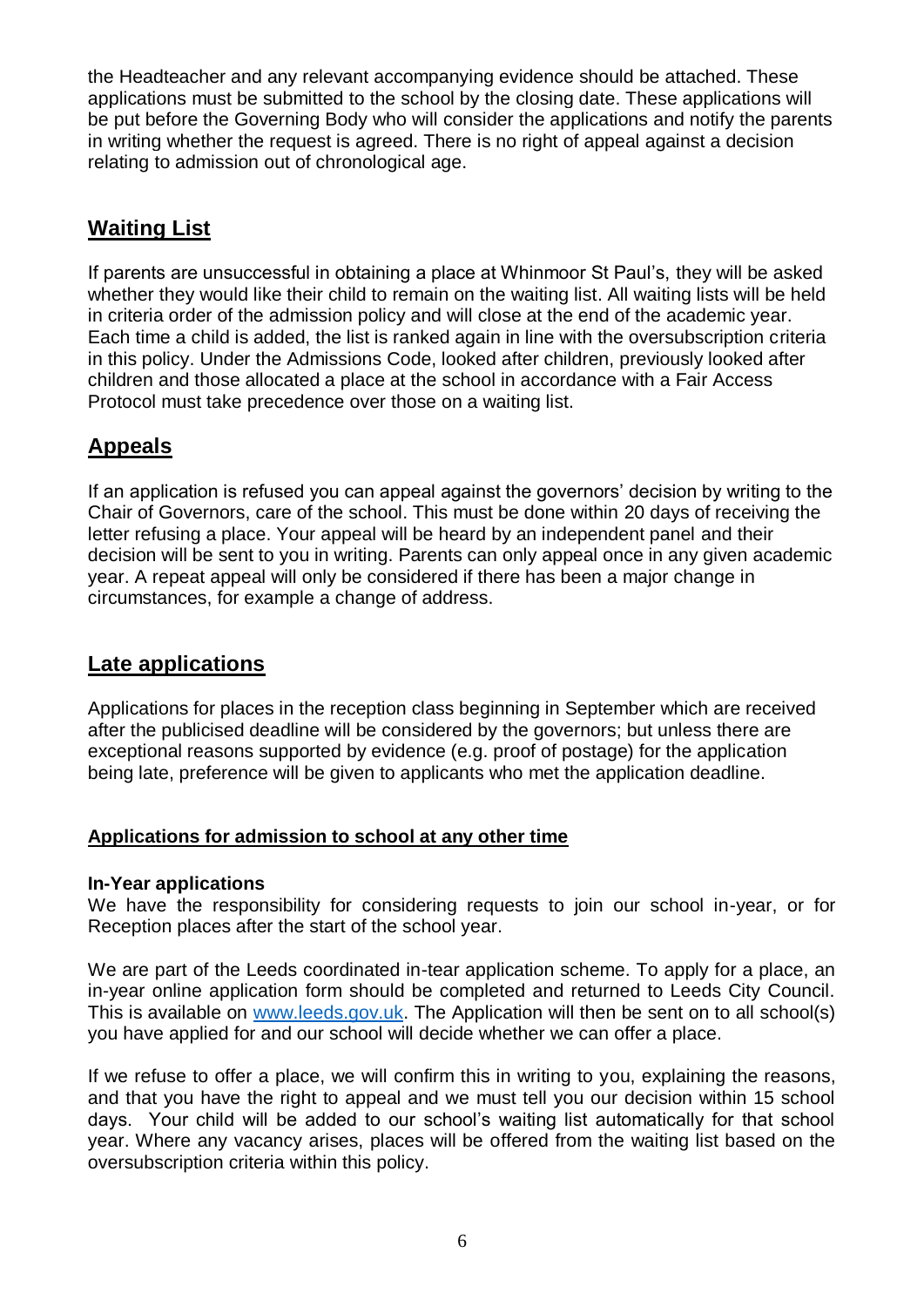the Headteacher and any relevant accompanying evidence should be attached. These applications must be submitted to the school by the closing date. These applications will be put before the Governing Body who will consider the applications and notify the parents in writing whether the request is agreed. There is no right of appeal against a decision relating to admission out of chronological age.

## Waiting List

If parents are unsuccessful in obtaining a place at Whinmoor St Paul's, they will be asked whether they would like their child to remain on the waiting list. All waiting lists will be held in criteria order of the admission policy and will close at the end of the academic year. Each time a child is added, the list is ranked again in line with the oversubscription criteria in this policy. Under the Admissions Code, looked after children, previously looked after children and those allocated a place at the school in accordance with a Fair Access Protocol must take precedence over those on a waiting list.

## Appeals

If an application is refused you can appeal against the governors' decision by writing to the Chair of Governors, care of the school. This must be done within 20 days of receiving the letter refusing a place. Your appeal will be heard by an independent panel and their decision will be sent to you in writing. Parents can only appeal once in any given academic year. A repeat appeal will only be considered if there has been a major change in circumstances, for example a change of address.

## Late applications

Applications for places in the reception class beginning in September which are received after the publicised deadline will be considered by the governors; but unless there are exceptional reasons supported by evidence (e.g. proof of postage) for the application being late, preference will be given to applicants who met the application deadline.

### Applications for admission to school at any other time

**In-Year applications**
We have the responsibility for considering requests to join our school in-year, or for Reception places after the start of the school year.

We are part of the Leeds coordinated in-tear application scheme. To apply for a place, an in-year online application form should be completed and returned to Leeds City Council. This is available on [www.leeds.gov.uk](http://www.leeds.gov.uk). The Application will then be sent on to all school(s) you have applied for and our school will decide whether we can offer a place.

If we refuse to offer a place, we will confirm this in writing to you, explaining the reasons, and that you have the right to appeal and we must tell you our decision within 15 school days. Your child will be added to our school's waiting list automatically for that school year. Where any vacancy arises, places will be offered from the waiting list based on the oversubscription criteria within this policy.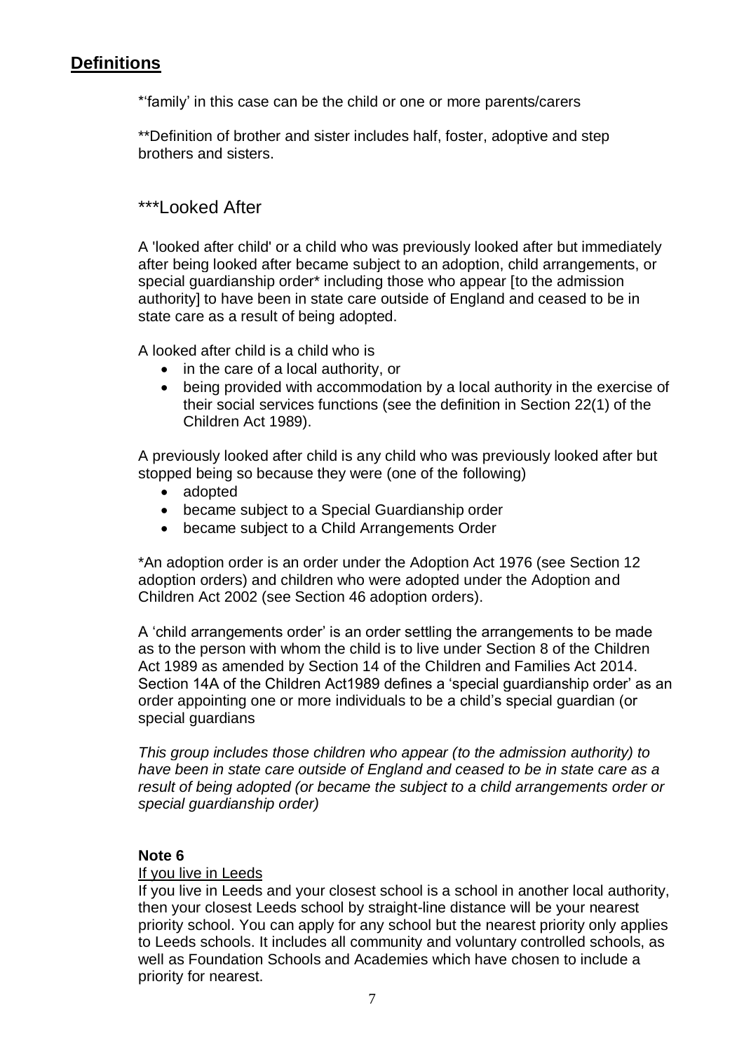## Definitions

*'family' in this case can be the child or one or more parents/carers

**Definition of brother and sister includes half, foster, adoptive and step brothers and sisters.

### ***Looked After

A 'looked after child' or a child who was previously looked after but immediately after being looked after became subject to an adoption, child arrangements, or special guardianship order* including those who appear [to the admission authority] to have been in state care outside of England and ceased to be in state care as a result of being adopted.

A looked after child is a child who is

- in the care of a local authority, or
- being provided with accommodation by a local authority in the exercise of their social services functions (see the definition in Section 22(1) of the Children Act 1989).

A previously looked after child is any child who was previously looked after but stopped being so because they were (one of the following)

- adopted
- became subject to a Special Guardianship order
- became subject to a Child Arrangements Order

*An adoption order is an order under the Adoption Act 1976 (see Section 12 adoption orders) and children who were adopted under the Adoption and Children Act 2002 (see Section 46 adoption orders).

A 'child arrangements order' is an order settling the arrangements to be made as to the person with whom the child is to live under Section 8 of the Children Act 1989 as amended by Section 14 of the Children and Families Act 2014. Section 14A of the Children Act1989 defines a 'special guardianship order' as an order appointing one or more individuals to be a child's special guardian (or special guardians

*This group includes those children who appear (to the admission authority) to have been in state care outside of England and ceased to be in state care as a result of being adopted (or became the subject to a child arrangements order or special guardianship order)*

**Note 6**

If you live in Leeds

If you live in Leeds and your closest school is a school in another local authority, then your closest Leeds school by straight-line distance will be your nearest priority school. You can apply for any school but the nearest priority only applies to Leeds schools. It includes all community and voluntary controlled schools, as well as Foundation Schools and Academies which have chosen to include a priority for nearest.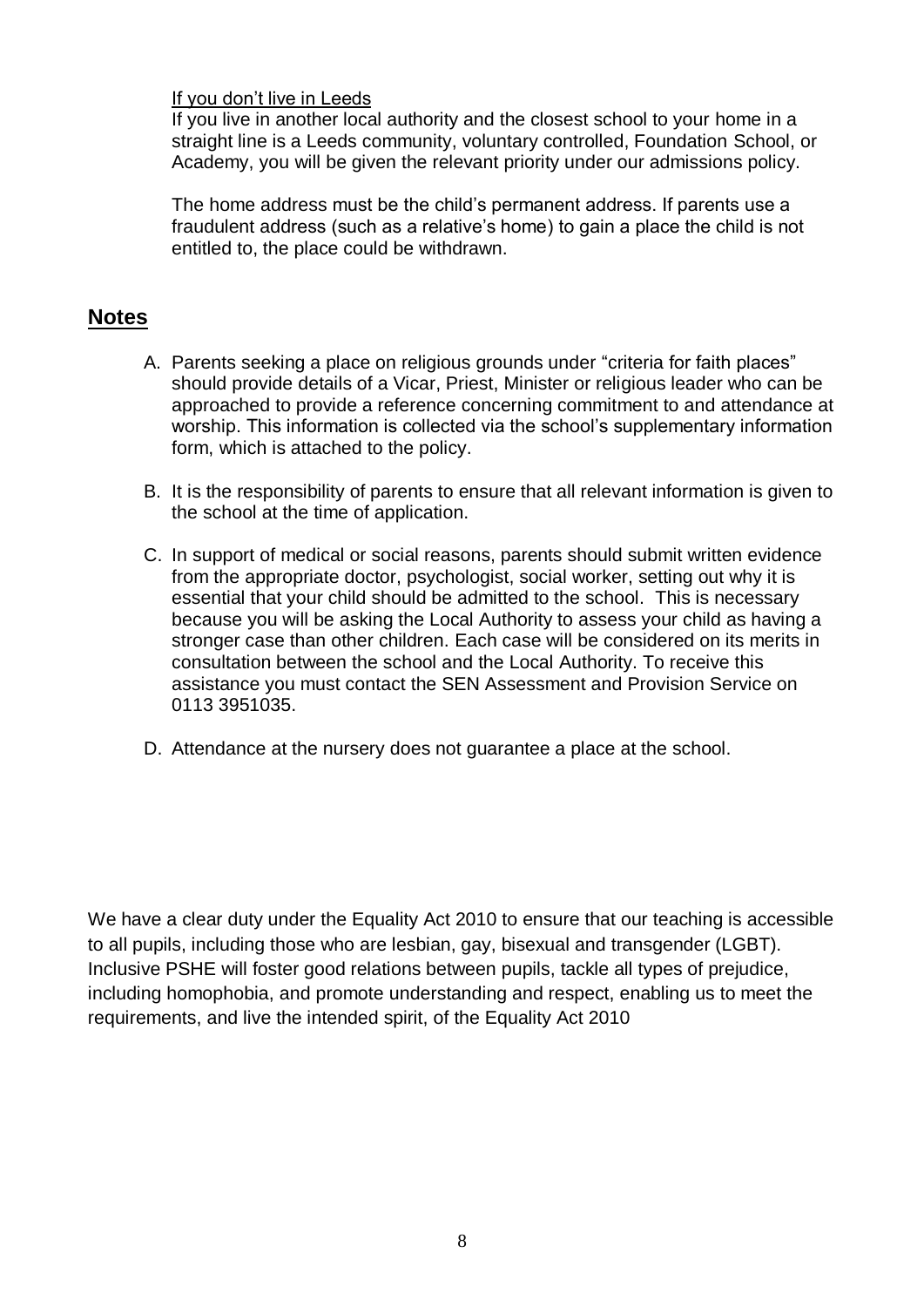<u>If you don't live in Leeds</u>

If you live in another local authority and the closest school to your home in a straight line is a Leeds community, voluntary controlled, Foundation School, or Academy, you will be given the relevant priority under our admissions policy.

The home address must be the child's permanent address. If parents use a fraudulent address (such as a relative's home) to gain a place the child is not entitled to, the place could be withdrawn.

## Notes

A. Parents seeking a place on religious grounds under "criteria for faith places" should provide details of a Vicar, Priest, Minister or religious leader who can be approached to provide a reference concerning commitment to and attendance at worship. This information is collected via the school's supplementary information form, which is attached to the policy.

B. It is the responsibility of parents to ensure that all relevant information is given to the school at the time of application.

C. In support of medical or social reasons, parents should submit written evidence from the appropriate doctor, psychologist, social worker, setting out why it is essential that your child should be admitted to the school. This is necessary because you will be asking the Local Authority to assess your child as having a stronger case than other children. Each case will be considered on its merits in consultation between the school and the Local Authority. To receive this assistance you must contact the SEN Assessment and Provision Service on 0113 3951035.

D. Attendance at the nursery does not guarantee a place at the school.

We have a clear duty under the Equality Act 2010 to ensure that our teaching is accessible to all pupils, including those who are lesbian, gay, bisexual and transgender (LGBT). Inclusive PSHE will foster good relations between pupils, tackle all types of prejudice, including homophobia, and promote understanding and respect, enabling us to meet the requirements, and live the intended spirit, of the Equality Act 2010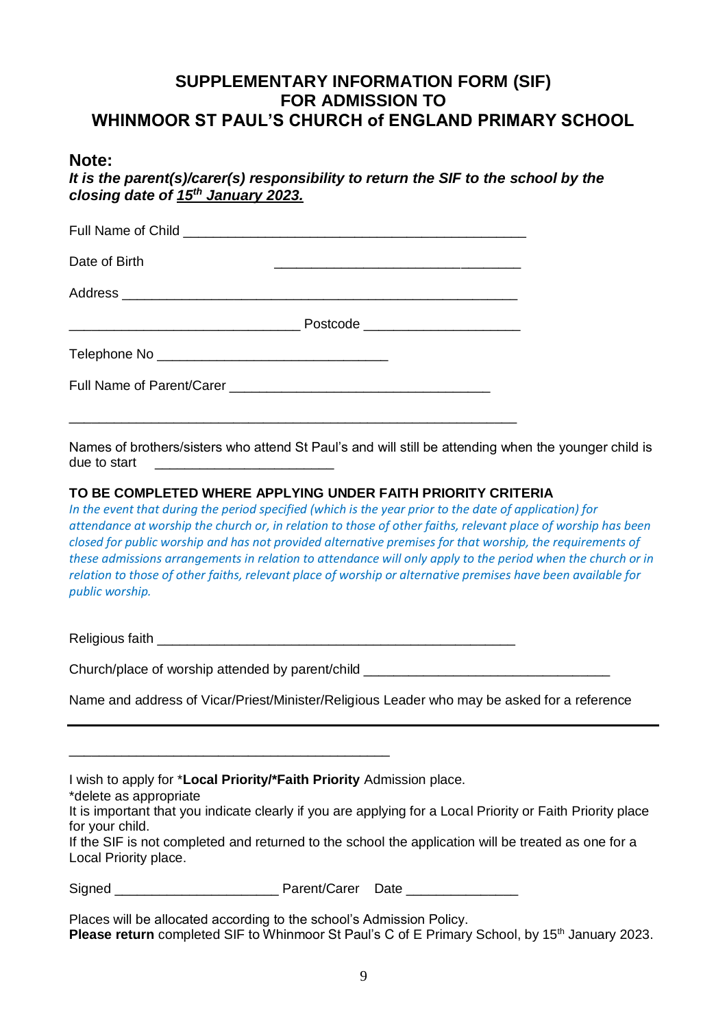# SUPPLEMENTARY INFORMATION FORM (SIF) FOR ADMISSION TO WHINMOOR ST PAUL'S CHURCH of ENGLAND PRIMARY SCHOOL

## Note:

***It is the parent(s)/carer(s) responsibility to return the SIF to the school by the closing date of 15th January 2023.***

Full Name of Child ______________________________________________

Date of Birth ________________________________

Address ______________________________________________________

______________________________ Postcode ____________________

Telephone No ______________________________

Full Name of Parent/Carer _________________________________

_________________________________________________________

Names of brothers/sisters who attend St Paul's and will still be attending when the younger child is due to start ______________________

**TO BE COMPLETED WHERE APPLYING UNDER FAITH PRIORITY CRITERIA**

*In the event that during the period specified (which is the year prior to the date of application) for attendance at worship the church or, in relation to those of other faiths, relevant place of worship has been closed for public worship and has not provided alternative premises for that worship, the requirements of these admissions arrangements in relation to attendance will only apply to the period when the church or in relation to those of other faiths, relevant place of worship or alternative premises have been available for public worship.*

Religious faith _______________________________________________

Church/place of worship attended by parent/child _______________________________

Name and address of Vicar/Priest/Minister/Religious Leader who may be asked for a reference

___________________________________________________________________

_________________________________________

I wish to apply for \***Local Priority/\*Faith Priority** Admission place.

\*delete as appropriate

It is important that you indicate clearly if you are applying for a Local Priority or Faith Priority place for your child.

If the SIF is not completed and returned to the school the application will be treated as one for a Local Priority place.

Signed _____________________ Parent/Carer Date ______________

Places will be allocated according to the school's Admission Policy.

**Please return** completed SIF to Whinmoor St Paul's C of E Primary School, by 15th January 2023.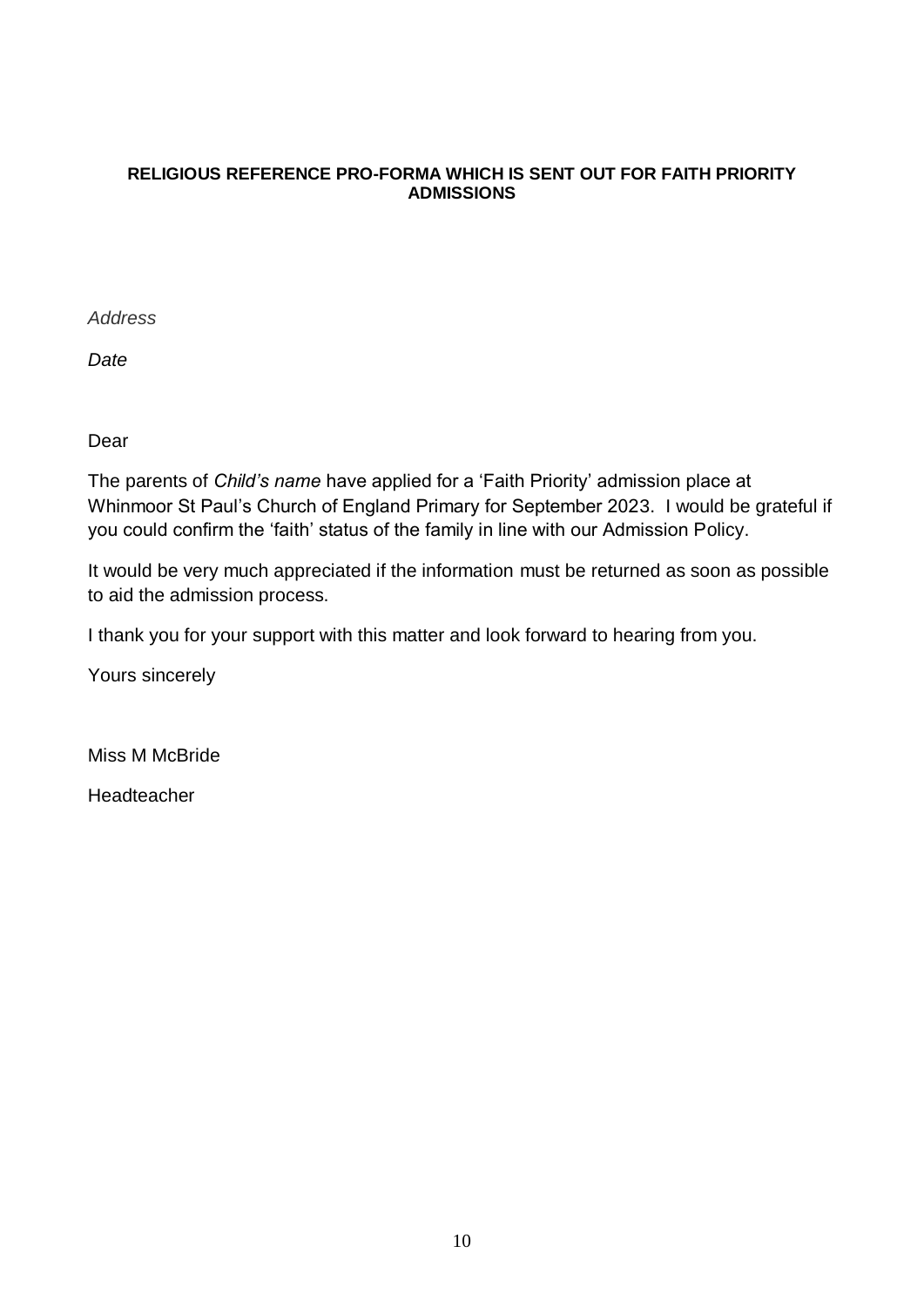**RELIGIOUS REFERENCE PRO-FORMA WHICH IS SENT OUT FOR FAITH PRIORITY ADMISSIONS**

*Address*

*Date*

Dear

The parents of *Child's name* have applied for a 'Faith Priority' admission place at Whinmoor St Paul's Church of England Primary for September 2023. I would be grateful if you could confirm the 'faith' status of the family in line with our Admission Policy.

It would be very much appreciated if the information must be returned as soon as possible to aid the admission process.

I thank you for your support with this matter and look forward to hearing from you.

Yours sincerely

Miss M McBride

Headteacher